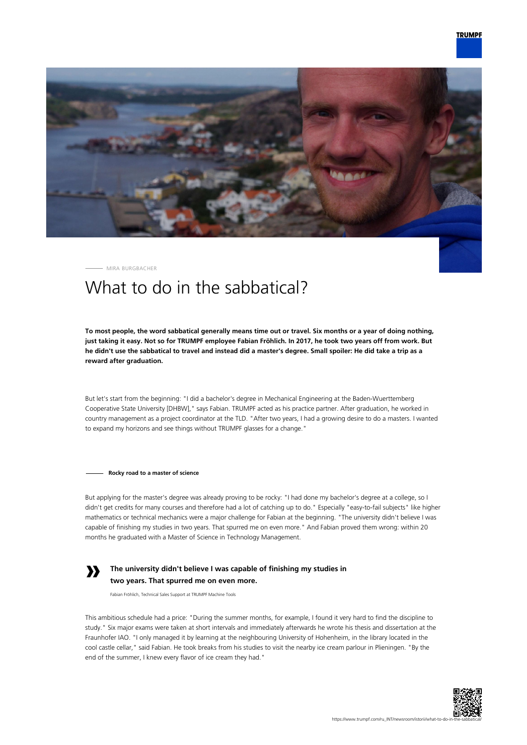MIRA BURGBACHER

# What to do in the sabbatical?

**To most people, the word sabbatical generally means time out or travel. Six months or a year of doing nothing, just taking it easy. Not so for TRUMPF employee Fabian Fröhlich. In 2017, he took two years off from work. But he didn't use the sabbatical to travel and instead did a master's degree. Small spoiler: He did take a trip as a reward after graduation.**

But let's start from the beginning: "I did a bachelor's degree in Mechanical Engineering at the Baden-Wuerttemberg Cooperative State University [DHBW]," says Fabian. TRUMPF acted as his practice partner. After graduation, he worked in country management as a project coordinator at the TLD. "After two years, I had a growing desire to do a masters. I wanted to expand my horizons and see things without TRUMPF glasses for a change."

### Rocky road to a master of science

But applying for the master's degree was already proving to be rocky: "I had done my bachelor's degree at a college, so I didn't get credits for many courses and therefore had a lot of catching up to do." Especially "easy-to-fail subjects" like higher mathematics or technical mechanics were a major challenge for Fabian at the beginning. "The university didn't believe I was capable of finishing my studies in two years. That spurred me on even more." And Fabian proved them wrong: within 20 months he graduated with a Master of Science in Technology Management.

> **The university didn't believe I was capable of finishing my studies in two years. That spurred me on even more.**
>
> Fabian Fröhlich, Technical Sales Support at TRUMPF Machine Tools

This ambitious schedule had a price: "During the summer months, for example, I found it very hard to find the discipline to study." Six major exams were taken at short intervals and immediately afterwards he wrote his thesis and dissertation at the Fraunhofer IAO. "I only managed it by learning at the neighbouring University of Hohenheim, in the library located in the cool castle cellar," said Fabian. He took breaks from his studies to visit the nearby ice cream parlour in Plieningen. "By the end of the summer, I knew every flavor of ice cream they had."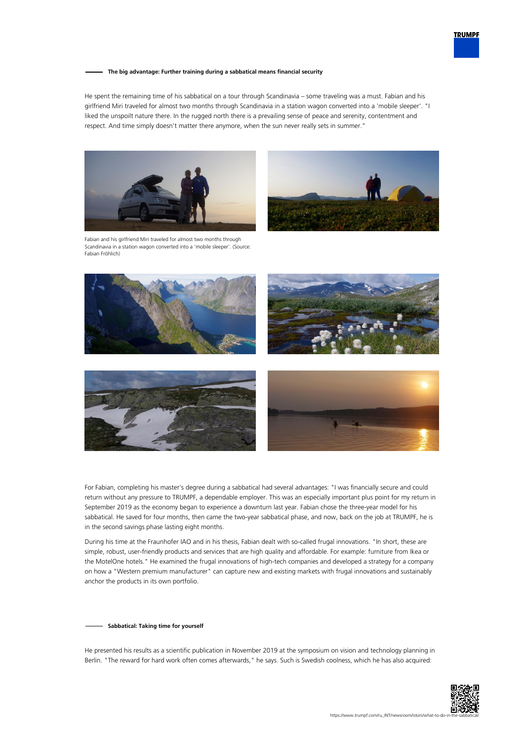## The big advantage: Further training during a sabbatical means financial security

He spent the remaining time of his sabbatical on a tour through Scandinavia – some traveling was a must. Fabian and his girlfriend Miri traveled for almost two months through Scandinavia in a station wagon converted into a 'mobile sleeper'. "I liked the unspoilt nature there. In the rugged north there is a prevailing sense of peace and serenity, contentment and respect. And time simply doesn't matter there anymore, when the sun never really sets in summer."

Fabian and his girlfriend Miri traveled for almost two months through Scandinavia in a station wagon converted into a 'mobile sleeper'. (Source: Fabian Fröhlich)

For Fabian, completing his master's degree during a sabbatical had several advantages: "I was financially secure and could return without any pressure to TRUMPF, a dependable employer. This was an especially important plus point for my return in September 2019 as the economy began to experience a downturn last year. Fabian chose the three-year model for his sabbatical. He saved for four months, then came the two-year sabbatical phase, and now, back on the job at TRUMPF, he is in the second savings phase lasting eight months.

During his time at the Fraunhofer IAO and in his thesis, Fabian dealt with so-called frugal innovations. "In short, these are simple, robust, user-friendly products and services that are high quality and affordable. For example: furniture from Ikea or the MotelOne hotels." He examined the frugal innovations of high-tech companies and developed a strategy for a company on how a "Western premium manufacturer" can capture new and existing markets with frugal innovations and sustainably anchor the products in its own portfolio.

## Sabbatical: Taking time for yourself

He presented his results as a scientific publication in November 2019 at the symposium on vision and technology planning in Berlin. "The reward for hard work often comes afterwards," he says. Such is Swedish coolness, which he has also acquired: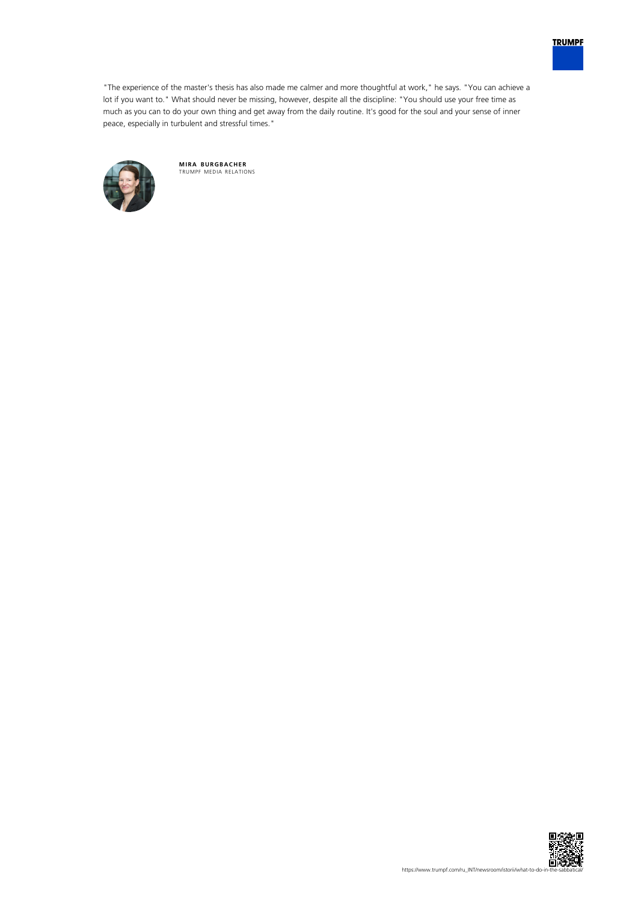"The experience of the master's thesis has also made me calmer and more thoughtful at work," he says. "You can achieve a lot if you want to." What should never be missing, however, despite all the discipline: "You should use your free time as much as you can to do your own thing and get away from the daily routine. It's good for the soul and your sense of inner peace, especially in turbulent and stressful times."

**MIRA BURGBACHER**
TRUMPF MEDIA RELATIONS